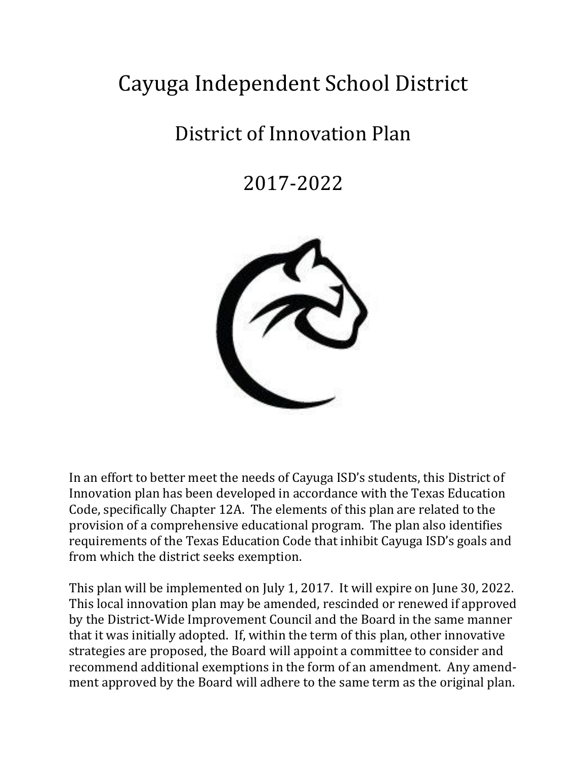# Cayuga Independent School District

## District of Innovation Plan

## 2017-2022

In an effort to better meet the needs of Cayuga ISD's students, this District of Innovation plan has been developed in accordance with the Texas Education Code, specifically Chapter 12A. The elements of this plan are related to the provision of a comprehensive educational program. The plan also identifies requirements of the Texas Education Code that inhibit Cayuga ISD's goals and from which the district seeks exemption.

This plan will be implemented on July 1, 2017. It will expire on June 30, 2022. This local innovation plan may be amended, rescinded or renewed if approved by the District-Wide Improvement Council and the Board in the same manner that it was initially adopted. If, within the term of this plan, other innovative strategies are proposed, the Board will appoint a committee to consider and recommend additional exemptions in the form of an amendment. Any amendment approved by the Board will adhere to the same term as the original plan.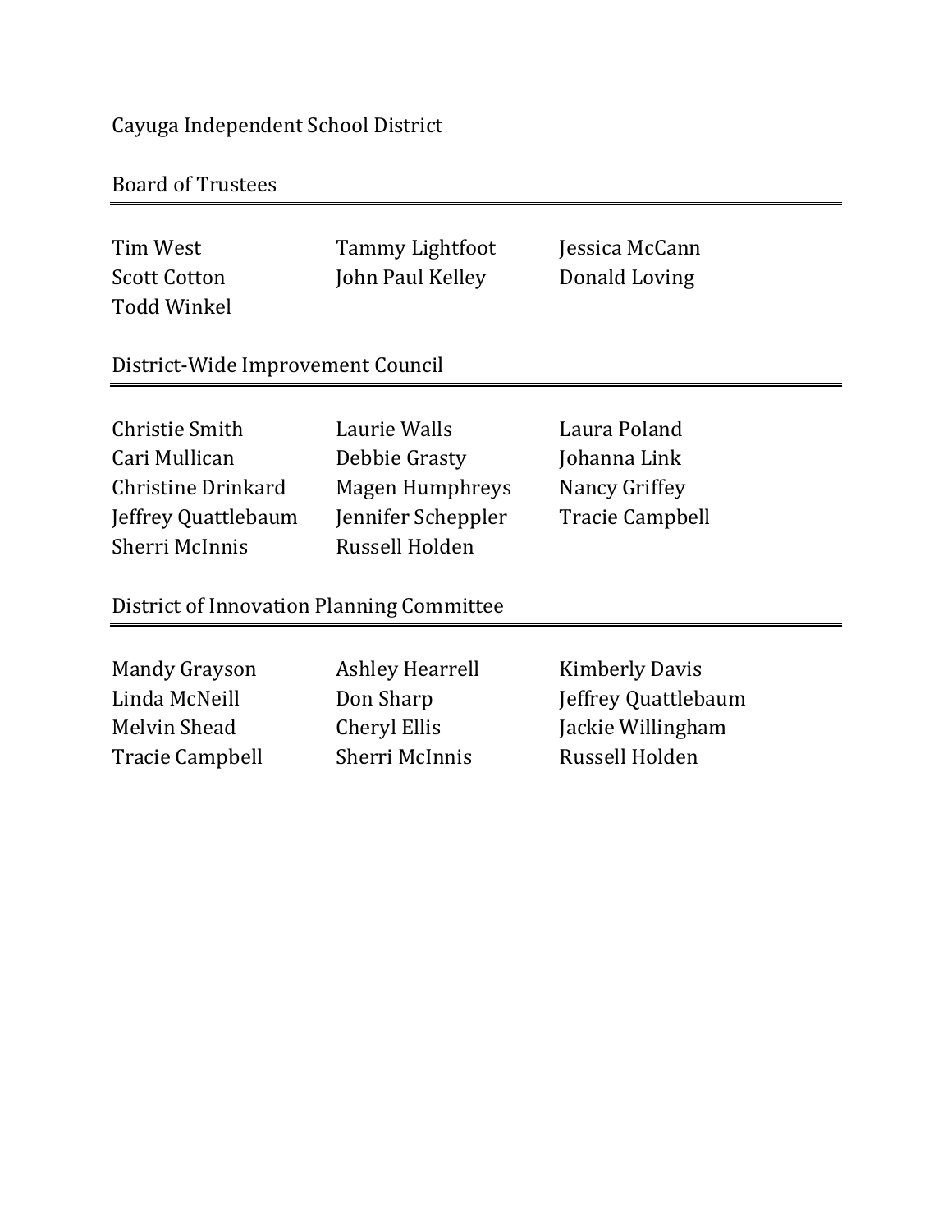# Cayuga Independent School District

## Board of Trustees

Tim West
Tammy Lightfoot
Jessica McCann
Scott Cotton
John Paul Kelley
Donald Loving
Todd Winkel

## District-Wide Improvement Council

Christie Smith
Laurie Walls
Laura Poland
Cari Mullican
Debbie Grasty
Johanna Link
Christine Drinkard
Magen Humphreys
Nancy Griffey
Jeffrey Quattlebaum
Jennifer Scheppler
Tracie Campbell
Sherri McInnis
Russell Holden

## District of Innovation Planning Committee

Mandy Grayson
Ashley Hearrell
Kimberly Davis
Linda McNeill
Don Sharp
Jeffrey Quattlebaum
Melvin Shead
Cheryl Ellis
Jackie Willingham
Tracie Campbell
Sherri McInnis
Russell Holden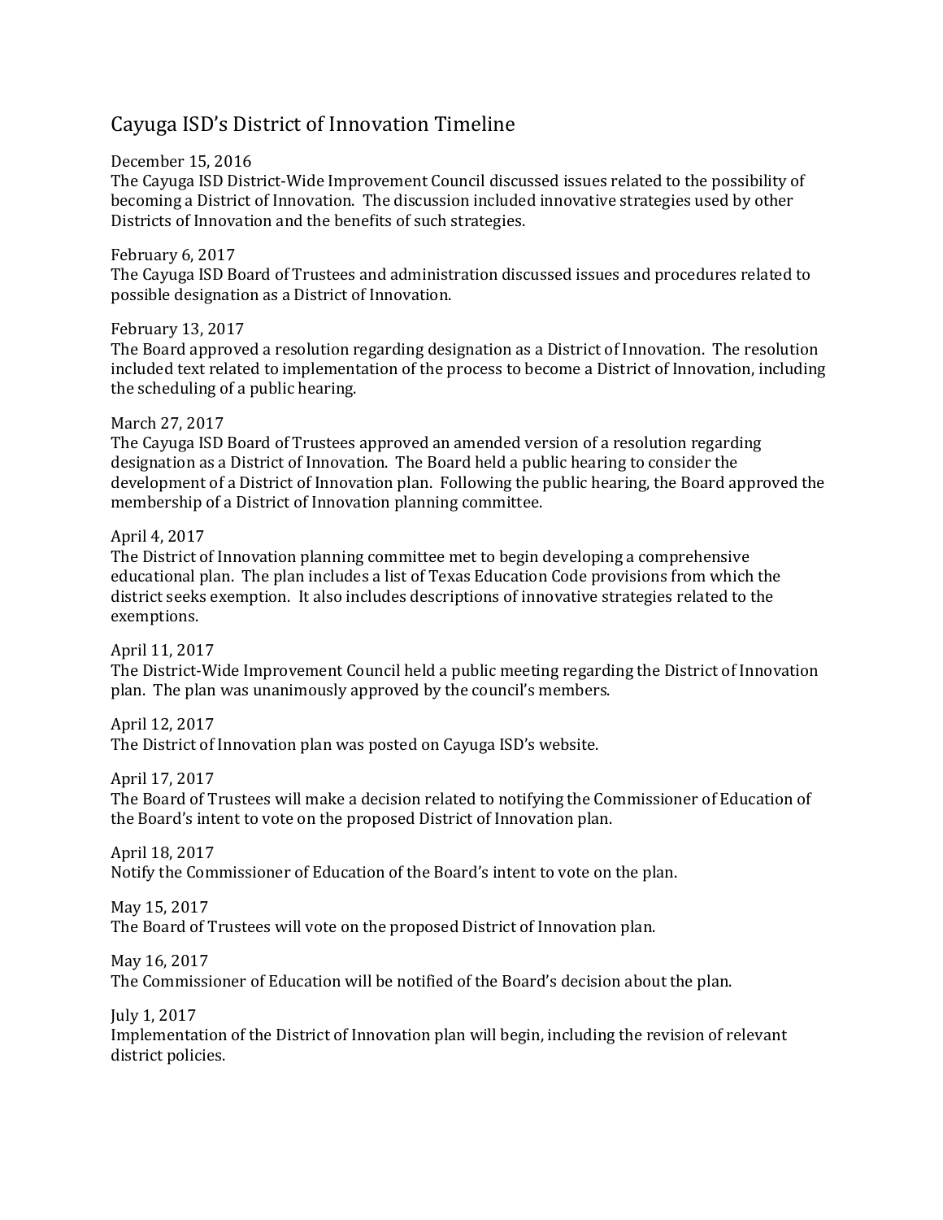# Cayuga ISD's District of Innovation Timeline

December 15, 2016
The Cayuga ISD District-Wide Improvement Council discussed issues related to the possibility of becoming a District of Innovation. The discussion included innovative strategies used by other Districts of Innovation and the benefits of such strategies.

February 6, 2017
The Cayuga ISD Board of Trustees and administration discussed issues and procedures related to possible designation as a District of Innovation.

February 13, 2017
The Board approved a resolution regarding designation as a District of Innovation. The resolution included text related to implementation of the process to become a District of Innovation, including the scheduling of a public hearing.

March 27, 2017
The Cayuga ISD Board of Trustees approved an amended version of a resolution regarding designation as a District of Innovation. The Board held a public hearing to consider the development of a District of Innovation plan. Following the public hearing, the Board approved the membership of a District of Innovation planning committee.

April 4, 2017
The District of Innovation planning committee met to begin developing a comprehensive educational plan. The plan includes a list of Texas Education Code provisions from which the district seeks exemption. It also includes descriptions of innovative strategies related to the exemptions.

April 11, 2017
The District-Wide Improvement Council held a public meeting regarding the District of Innovation plan. The plan was unanimously approved by the council's members.

April 12, 2017
The District of Innovation plan was posted on Cayuga ISD's website.

April 17, 2017
The Board of Trustees will make a decision related to notifying the Commissioner of Education of the Board's intent to vote on the proposed District of Innovation plan.

April 18, 2017
Notify the Commissioner of Education of the Board's intent to vote on the plan.

May 15, 2017
The Board of Trustees will vote on the proposed District of Innovation plan.

May 16, 2017
The Commissioner of Education will be notified of the Board's decision about the plan.

July 1, 2017
Implementation of the District of Innovation plan will begin, including the revision of relevant district policies.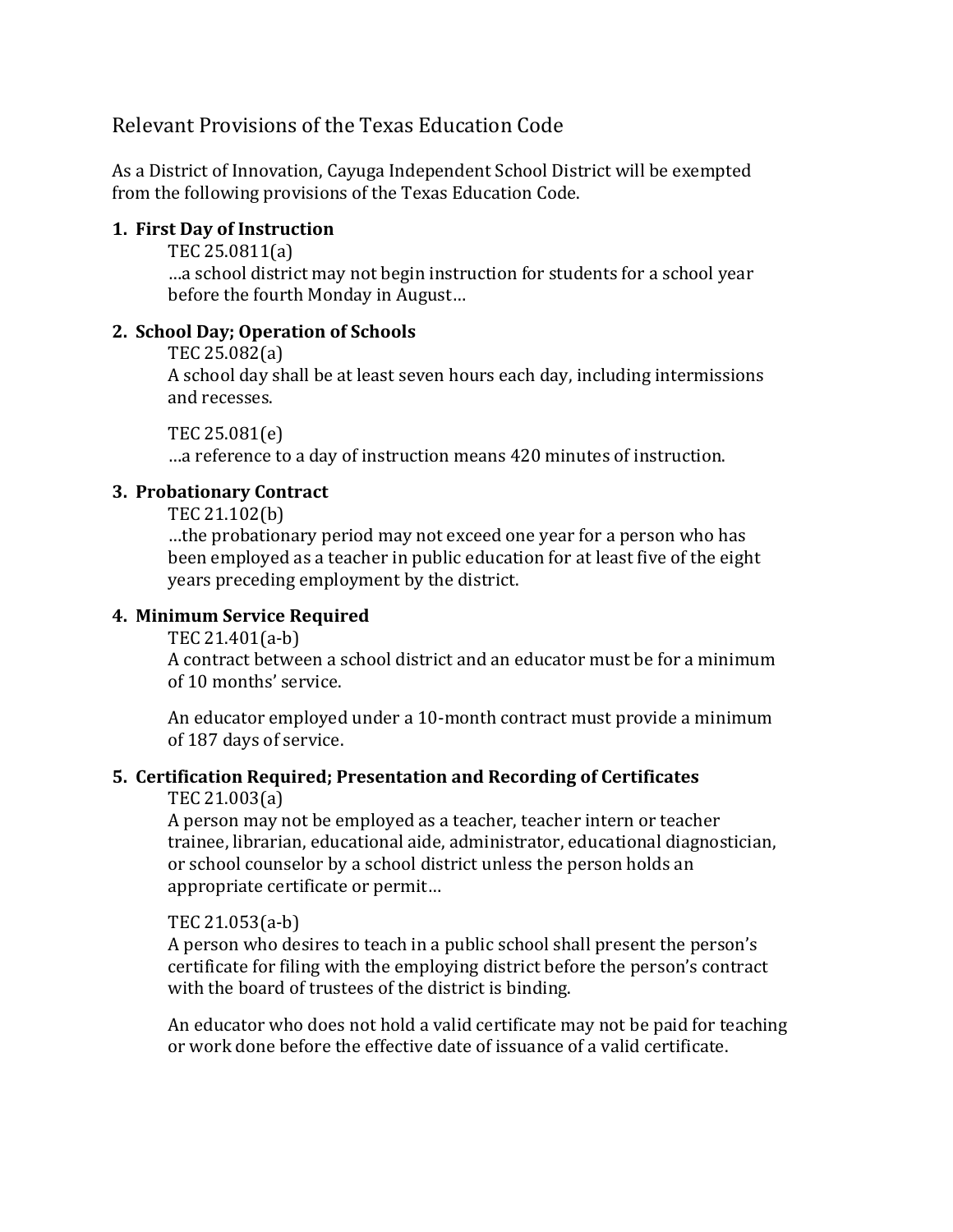# Relevant Provisions of the Texas Education Code

As a District of Innovation, Cayuga Independent School District will be exempted from the following provisions of the Texas Education Code.

1. **First Day of Instruction**

   TEC 25.0811(a)

   …a school district may not begin instruction for students for a school year before the fourth Monday in August…

2. **School Day; Operation of Schools**

   TEC 25.082(a)

   A school day shall be at least seven hours each day, including intermissions and recesses.

   TEC 25.081(e)

   …a reference to a day of instruction means 420 minutes of instruction.

3. **Probationary Contract**

   TEC 21.102(b)

   …the probationary period may not exceed one year for a person who has been employed as a teacher in public education for at least five of the eight years preceding employment by the district.

4. **Minimum Service Required**

   TEC 21.401(a-b)

   A contract between a school district and an educator must be for a minimum of 10 months' service.

   An educator employed under a 10-month contract must provide a minimum of 187 days of service.

5. **Certification Required; Presentation and Recording of Certificates**

   TEC 21.003(a)

   A person may not be employed as a teacher, teacher intern or teacher trainee, librarian, educational aide, administrator, educational diagnostician, or school counselor by a school district unless the person holds an appropriate certificate or permit…

   TEC 21.053(a-b)

   A person who desires to teach in a public school shall present the person's certificate for filing with the employing district before the person's contract with the board of trustees of the district is binding.

   An educator who does not hold a valid certificate may not be paid for teaching or work done before the effective date of issuance of a valid certificate.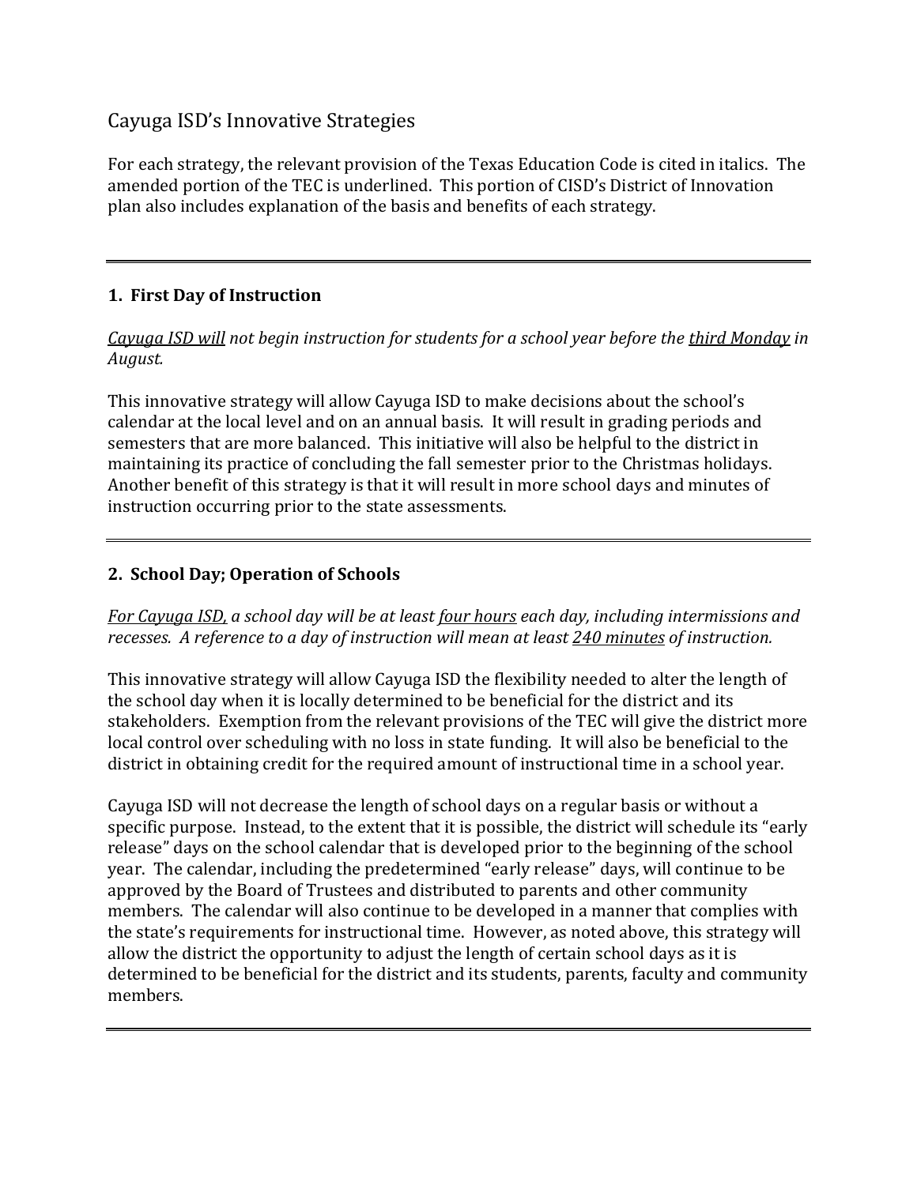# Cayuga ISD's Innovative Strategies

For each strategy, the relevant provision of the Texas Education Code is cited in italics. The amended portion of the TEC is underlined. This portion of CISD's District of Innovation plan also includes explanation of the basis and benefits of each strategy.

---

### 1. First Day of Instruction

*<u>Cayuga ISD will</u> not begin instruction for students for a school year before the <u>third Monday</u> in August.*

This innovative strategy will allow Cayuga ISD to make decisions about the school's calendar at the local level and on an annual basis. It will result in grading periods and semesters that are more balanced. This initiative will also be helpful to the district in maintaining its practice of concluding the fall semester prior to the Christmas holidays. Another benefit of this strategy is that it will result in more school days and minutes of instruction occurring prior to the state assessments.

---

### 2. School Day; Operation of Schools

*<u>For Cayuga ISD,</u> a school day will be at least <u>four hours</u> each day, including intermissions and recesses. A reference to a day of instruction will mean at least <u>240 minutes</u> of instruction.*

This innovative strategy will allow Cayuga ISD the flexibility needed to alter the length of the school day when it is locally determined to be beneficial for the district and its stakeholders. Exemption from the relevant provisions of the TEC will give the district more local control over scheduling with no loss in state funding. It will also be beneficial to the district in obtaining credit for the required amount of instructional time in a school year.

Cayuga ISD will not decrease the length of school days on a regular basis or without a specific purpose. Instead, to the extent that it is possible, the district will schedule its "early release" days on the school calendar that is developed prior to the beginning of the school year. The calendar, including the predetermined "early release" days, will continue to be approved by the Board of Trustees and distributed to parents and other community members. The calendar will also continue to be developed in a manner that complies with the state's requirements for instructional time. However, as noted above, this strategy will allow the district the opportunity to adjust the length of certain school days as it is determined to be beneficial for the district and its students, parents, faculty and community members.

---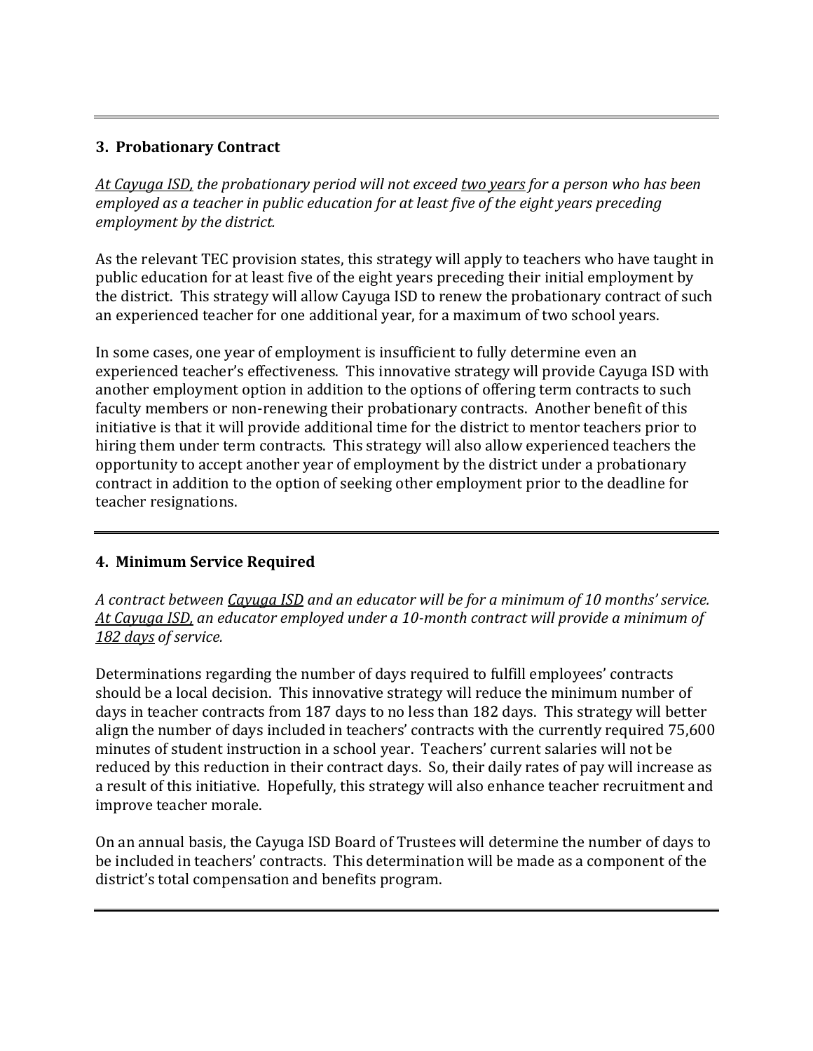---

### 3. Probationary Contract

*<u>At Cayuga ISD</u>, the probationary period will not exceed <u>two years</u> for a person who has been employed as a teacher in public education for at least five of the eight years preceding employment by the district.*

As the relevant TEC provision states, this strategy will apply to teachers who have taught in public education for at least five of the eight years preceding their initial employment by the district. This strategy will allow Cayuga ISD to renew the probationary contract of such an experienced teacher for one additional year, for a maximum of two school years.

In some cases, one year of employment is insufficient to fully determine even an experienced teacher's effectiveness. This innovative strategy will provide Cayuga ISD with another employment option in addition to the options of offering term contracts to such faculty members or non-renewing their probationary contracts. Another benefit of this initiative is that it will provide additional time for the district to mentor teachers prior to hiring them under term contracts. This strategy will also allow experienced teachers the opportunity to accept another year of employment by the district under a probationary contract in addition to the option of seeking other employment prior to the deadline for teacher resignations.

---

### 4. Minimum Service Required

*A contract between <u>Cayuga ISD</u> and an educator will be for a minimum of 10 months' service. <u>At Cayuga ISD</u>, an educator employed under a 10-month contract will provide a minimum of <u>182 days</u> of service.*

Determinations regarding the number of days required to fulfill employees' contracts should be a local decision. This innovative strategy will reduce the minimum number of days in teacher contracts from 187 days to no less than 182 days. This strategy will better align the number of days included in teachers' contracts with the currently required 75,600 minutes of student instruction in a school year. Teachers' current salaries will not be reduced by this reduction in their contract days. So, their daily rates of pay will increase as a result of this initiative. Hopefully, this strategy will also enhance teacher recruitment and improve teacher morale.

On an annual basis, the Cayuga ISD Board of Trustees will determine the number of days to be included in teachers' contracts. This determination will be made as a component of the district's total compensation and benefits program.

---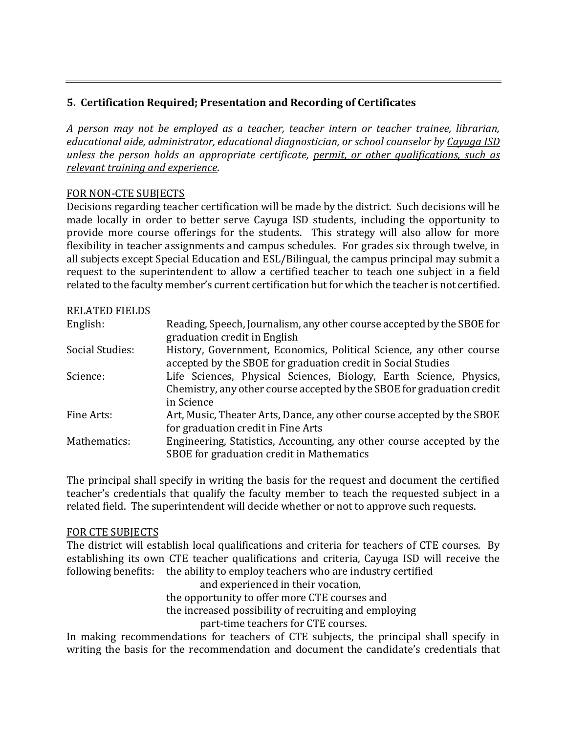## 5. Certification Required; Presentation and Recording of Certificates

*A person may not be employed as a teacher, teacher intern or teacher trainee, librarian, educational aide, administrator, educational diagnostician, or school counselor by <u>Cayuga ISD</u> unless the person holds an appropriate certificate, <u>permit, or other qualifications, such as relevant training and experience</u>.*

<u>FOR NON-CTE SUBJECTS</u>

Decisions regarding teacher certification will be made by the district. Such decisions will be made locally in order to better serve Cayuga ISD students, including the opportunity to provide more course offerings for the students. This strategy will also allow for more flexibility in teacher assignments and campus schedules. For grades six through twelve, in all subjects except Special Education and ESL/Bilingual, the campus principal may submit a request to the superintendent to allow a certified teacher to teach one subject in a field related to the faculty member's current certification but for which the teacher is not certified.

RELATED FIELDS

| | |
|---|---|
| English: | Reading, Speech, Journalism, any other course accepted by the SBOE for graduation credit in English |
| Social Studies: | History, Government, Economics, Political Science, any other course accepted by the SBOE for graduation credit in Social Studies |
| Science: | Life Sciences, Physical Sciences, Biology, Earth Science, Physics, Chemistry, any other course accepted by the SBOE for graduation credit in Science |
| Fine Arts: | Art, Music, Theater Arts, Dance, any other course accepted by the SBOE for graduation credit in Fine Arts |
| Mathematics: | Engineering, Statistics, Accounting, any other course accepted by the SBOE for graduation credit in Mathematics |

The principal shall specify in writing the basis for the request and document the certified teacher's credentials that qualify the faculty member to teach the requested subject in a related field. The superintendent will decide whether or not to approve such requests.

<u>FOR CTE SUBJECTS</u>

The district will establish local qualifications and criteria for teachers of CTE courses. By establishing its own CTE teacher qualifications and criteria, Cayuga ISD will receive the following benefits:

- the ability to employ teachers who are industry certified and experienced in their vocation,
- the opportunity to offer more CTE courses and
- the increased possibility of recruiting and employing part-time teachers for CTE courses.

In making recommendations for teachers of CTE subjects, the principal shall specify in writing the basis for the recommendation and document the candidate's credentials that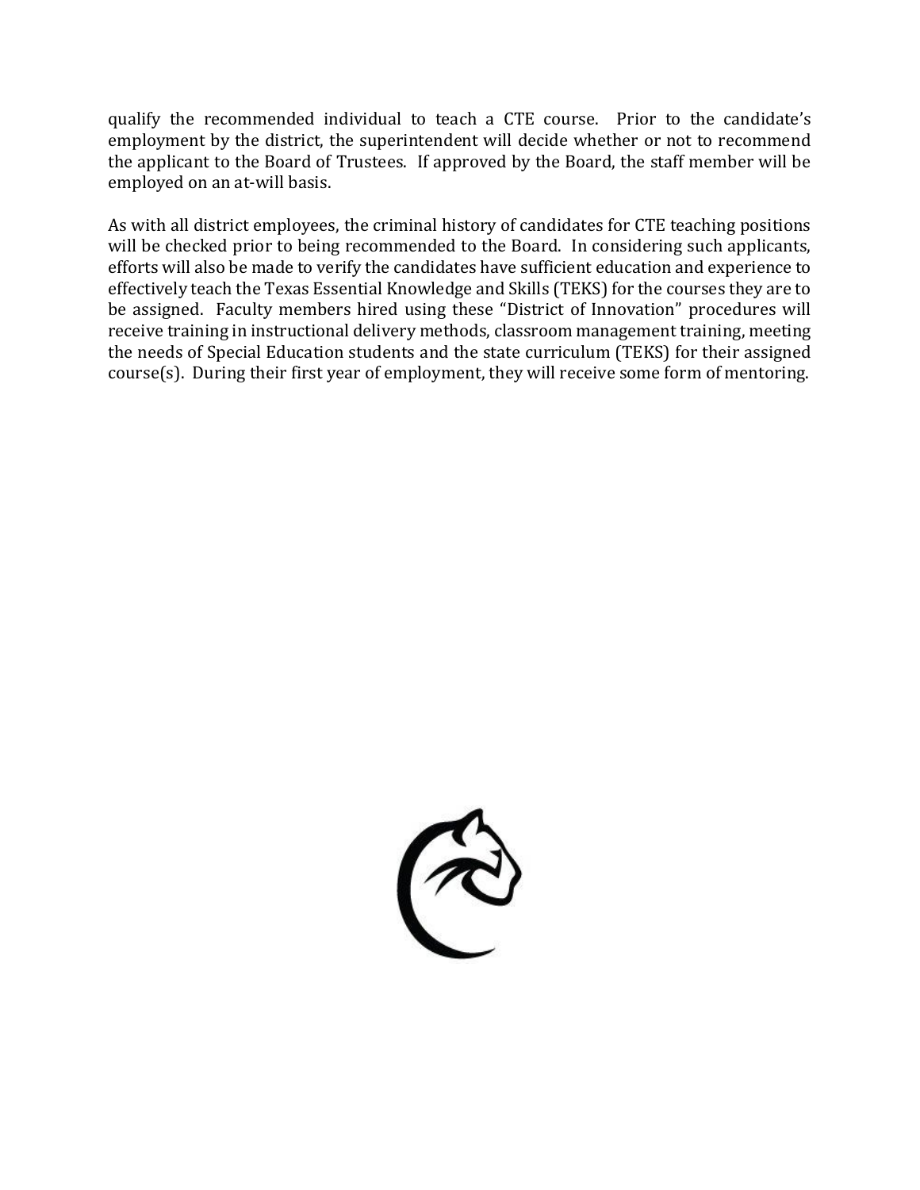qualify the recommended individual to teach a CTE course. Prior to the candidate's employment by the district, the superintendent will decide whether or not to recommend the applicant to the Board of Trustees. If approved by the Board, the staff member will be employed on an at-will basis.

As with all district employees, the criminal history of candidates for CTE teaching positions will be checked prior to being recommended to the Board. In considering such applicants, efforts will also be made to verify the candidates have sufficient education and experience to effectively teach the Texas Essential Knowledge and Skills (TEKS) for the courses they are to be assigned. Faculty members hired using these "District of Innovation" procedures will receive training in instructional delivery methods, classroom management training, meeting the needs of Special Education students and the state curriculum (TEKS) for their assigned course(s). During their first year of employment, they will receive some form of mentoring.